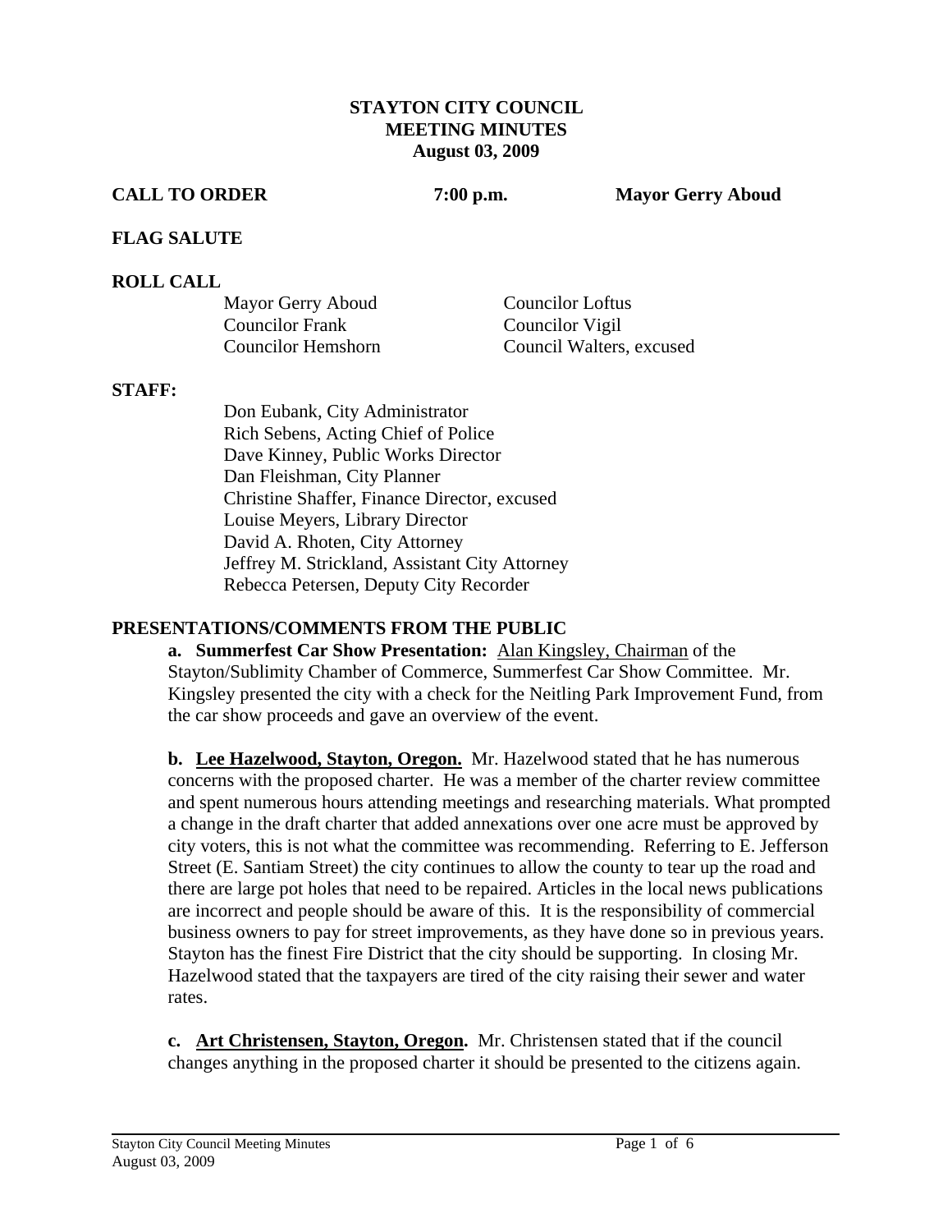# STAYTON CITY COUNCIL
## MEETING MINUTES
### August 03, 2009

**CALL TO ORDER** **7:00 p.m.** **Mayor Gerry Aboud**

**FLAG SALUTE**

**ROLL CALL**

Mayor Gerry Aboud
Councilor Frank
Councilor Hemshorn
Councilor Loftus
Councilor Vigil
Council Walters, excused

**STAFF:**

Don Eubank, City Administrator
Rich Sebens, Acting Chief of Police
Dave Kinney, Public Works Director
Dan Fleishman, City Planner
Christine Shaffer, Finance Director, excused
Louise Meyers, Library Director
David A. Rhoten, City Attorney
Jeffrey M. Strickland, Assistant City Attorney
Rebecca Petersen, Deputy City Recorder

**PRESENTATIONS/COMMENTS FROM THE PUBLIC**

**a. Summerfest Car Show Presentation:** Alan Kingsley, Chairman of the Stayton/Sublimity Chamber of Commerce, Summerfest Car Show Committee. Mr. Kingsley presented the city with a check for the Neitling Park Improvement Fund, from the car show proceeds and gave an overview of the event.

**b. Lee Hazelwood, Stayton, Oregon.** Mr. Hazelwood stated that he has numerous concerns with the proposed charter. He was a member of the charter review committee and spent numerous hours attending meetings and researching materials. What prompted a change in the draft charter that added annexations over one acre must be approved by city voters, this is not what the committee was recommending. Referring to E. Jefferson Street (E. Santiam Street) the city continues to allow the county to tear up the road and there are large pot holes that need to be repaired. Articles in the local news publications are incorrect and people should be aware of this. It is the responsibility of commercial business owners to pay for street improvements, as they have done so in previous years. Stayton has the finest Fire District that the city should be supporting. In closing Mr. Hazelwood stated that the taxpayers are tired of the city raising their sewer and water rates.

**c. Art Christensen, Stayton, Oregon.** Mr. Christensen stated that if the council changes anything in the proposed charter it should be presented to the citizens again.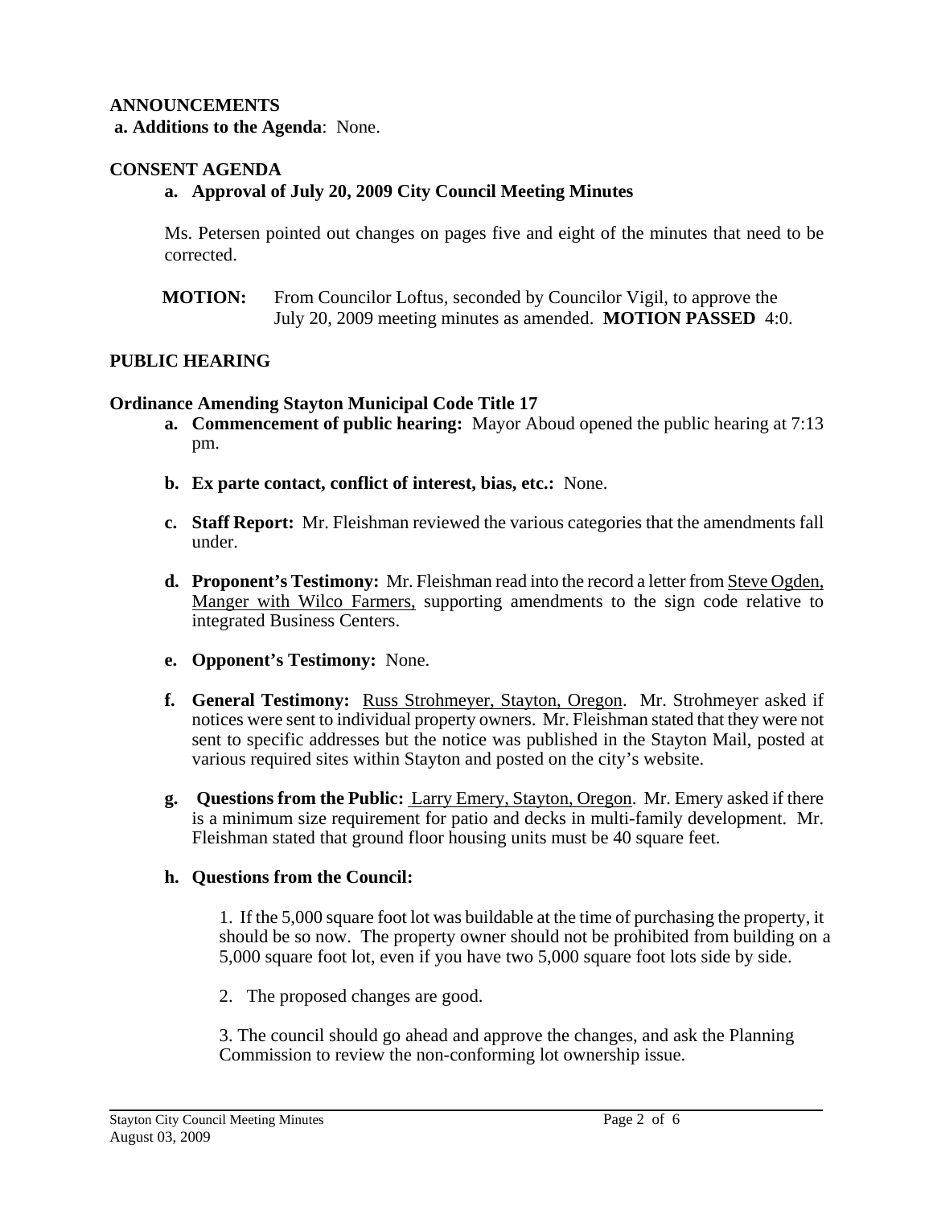**ANNOUNCEMENTS**

**a. Additions to the Agenda**: None.

**CONSENT AGENDA**

**a. Approval of July 20, 2009 City Council Meeting Minutes**

Ms. Petersen pointed out changes on pages five and eight of the minutes that need to be corrected.

**MOTION:** From Councilor Loftus, seconded by Councilor Vigil, to approve the July 20, 2009 meeting minutes as amended. **MOTION PASSED** 4:0.

**PUBLIC HEARING**

**Ordinance Amending Stayton Municipal Code Title 17**

**a. Commencement of public hearing:** Mayor Aboud opened the public hearing at 7:13 pm.

**b. Ex parte contact, conflict of interest, bias, etc.:** None.

**c. Staff Report:** Mr. Fleishman reviewed the various categories that the amendments fall under.

**d. Proponent's Testimony:** Mr. Fleishman read into the record a letter from Steve Ogden, Manger with Wilco Farmers, supporting amendments to the sign code relative to integrated Business Centers.

**e. Opponent's Testimony:** None.

**f. General Testimony:** Russ Strohmeyer, Stayton, Oregon. Mr. Strohmeyer asked if notices were sent to individual property owners. Mr. Fleishman stated that they were not sent to specific addresses but the notice was published in the Stayton Mail, posted at various required sites within Stayton and posted on the city's website.

**g. Questions from the Public:** Larry Emery, Stayton, Oregon. Mr. Emery asked if there is a minimum size requirement for patio and decks in multi-family development. Mr. Fleishman stated that ground floor housing units must be 40 square feet.

**h. Questions from the Council:**

1. If the 5,000 square foot lot was buildable at the time of purchasing the property, it should be so now. The property owner should not be prohibited from building on a 5,000 square foot lot, even if you have two 5,000 square foot lots side by side.

2. The proposed changes are good.

3. The council should go ahead and approve the changes, and ask the Planning Commission to review the non-conforming lot ownership issue.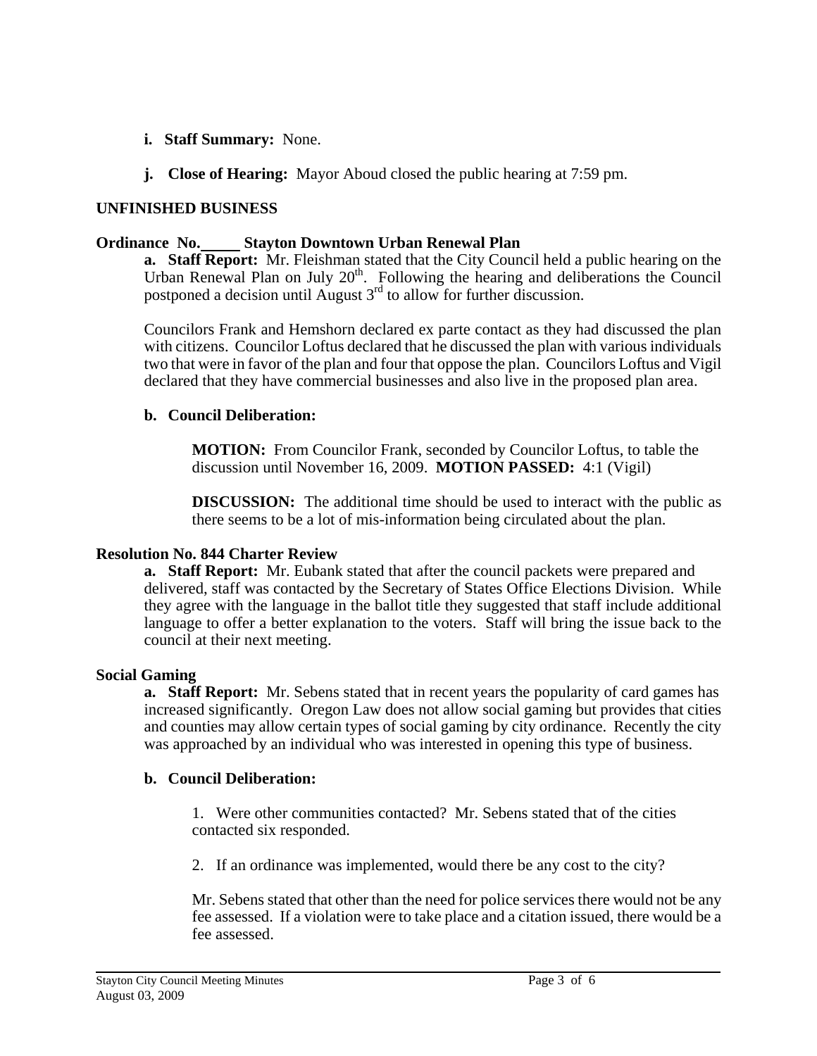- **i. Staff Summary:** None.

- **j. Close of Hearing:** Mayor Aboud closed the public hearing at 7:59 pm.

## UNFINISHED BUSINESS

### Ordinance No.\_\_\_\_\_ Stayton Downtown Urban Renewal Plan

**a. Staff Report:** Mr. Fleishman stated that the City Council held a public hearing on the Urban Renewal Plan on July 20th. Following the hearing and deliberations the Council postponed a decision until August 3rd to allow for further discussion.

Councilors Frank and Hemshorn declared ex parte contact as they had discussed the plan with citizens. Councilor Loftus declared that he discussed the plan with various individuals two that were in favor of the plan and four that oppose the plan. Councilors Loftus and Vigil declared that they have commercial businesses and also live in the proposed plan area.

**b. Council Deliberation:**

> **MOTION:** From Councilor Frank, seconded by Councilor Loftus, to table the discussion until November 16, 2009. **MOTION PASSED:** 4:1 (Vigil)
>
> **DISCUSSION:** The additional time should be used to interact with the public as there seems to be a lot of mis-information being circulated about the plan.

### Resolution No. 844 Charter Review

**a. Staff Report:** Mr. Eubank stated that after the council packets were prepared and delivered, staff was contacted by the Secretary of States Office Elections Division. While they agree with the language in the ballot title they suggested that staff include additional language to offer a better explanation to the voters. Staff will bring the issue back to the council at their next meeting.

### Social Gaming

**a. Staff Report:** Mr. Sebens stated that in recent years the popularity of card games has increased significantly. Oregon Law does not allow social gaming but provides that cities and counties may allow certain types of social gaming by city ordinance. Recently the city was approached by an individual who was interested in opening this type of business.

**b. Council Deliberation:**

> 1. Were other communities contacted? Mr. Sebens stated that of the cities contacted six responded.
>
> 2. If an ordinance was implemented, would there be any cost to the city?
>
> Mr. Sebens stated that other than the need for police services there would not be any fee assessed. If a violation were to take place and a citation issued, there would be a fee assessed.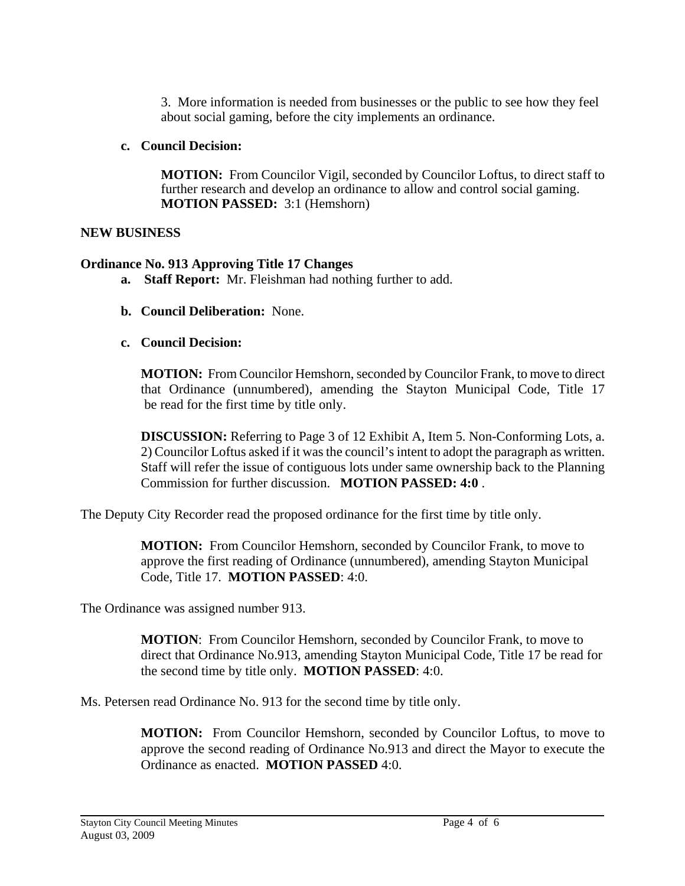3. More information is needed from businesses or the public to see how they feel about social gaming, before the city implements an ordinance.

**c. Council Decision:**

**MOTION:** From Councilor Vigil, seconded by Councilor Loftus, to direct staff to further research and develop an ordinance to allow and control social gaming. **MOTION PASSED:** 3:1 (Hemshorn)

**NEW BUSINESS**

**Ordinance No. 913 Approving Title 17 Changes**

**a. Staff Report:** Mr. Fleishman had nothing further to add.

**b. Council Deliberation:** None.

**c. Council Decision:**

**MOTION:** From Councilor Hemshorn, seconded by Councilor Frank, to move to direct that Ordinance (unnumbered), amending the Stayton Municipal Code, Title 17 be read for the first time by title only.

**DISCUSSION:** Referring to Page 3 of 12 Exhibit A, Item 5. Non-Conforming Lots, a. 2) Councilor Loftus asked if it was the council's intent to adopt the paragraph as written. Staff will refer the issue of contiguous lots under same ownership back to the Planning Commission for further discussion. **MOTION PASSED: 4:0** .

The Deputy City Recorder read the proposed ordinance for the first time by title only.

**MOTION:** From Councilor Hemshorn, seconded by Councilor Frank, to move to approve the first reading of Ordinance (unnumbered), amending Stayton Municipal Code, Title 17. **MOTION PASSED**: 4:0.

The Ordinance was assigned number 913.

**MOTION**: From Councilor Hemshorn, seconded by Councilor Frank, to move to direct that Ordinance No.913, amending Stayton Municipal Code, Title 17 be read for the second time by title only. **MOTION PASSED**: 4:0.

Ms. Petersen read Ordinance No. 913 for the second time by title only.

**MOTION:** From Councilor Hemshorn, seconded by Councilor Loftus, to move to approve the second reading of Ordinance No.913 and direct the Mayor to execute the Ordinance as enacted. **MOTION PASSED** 4:0.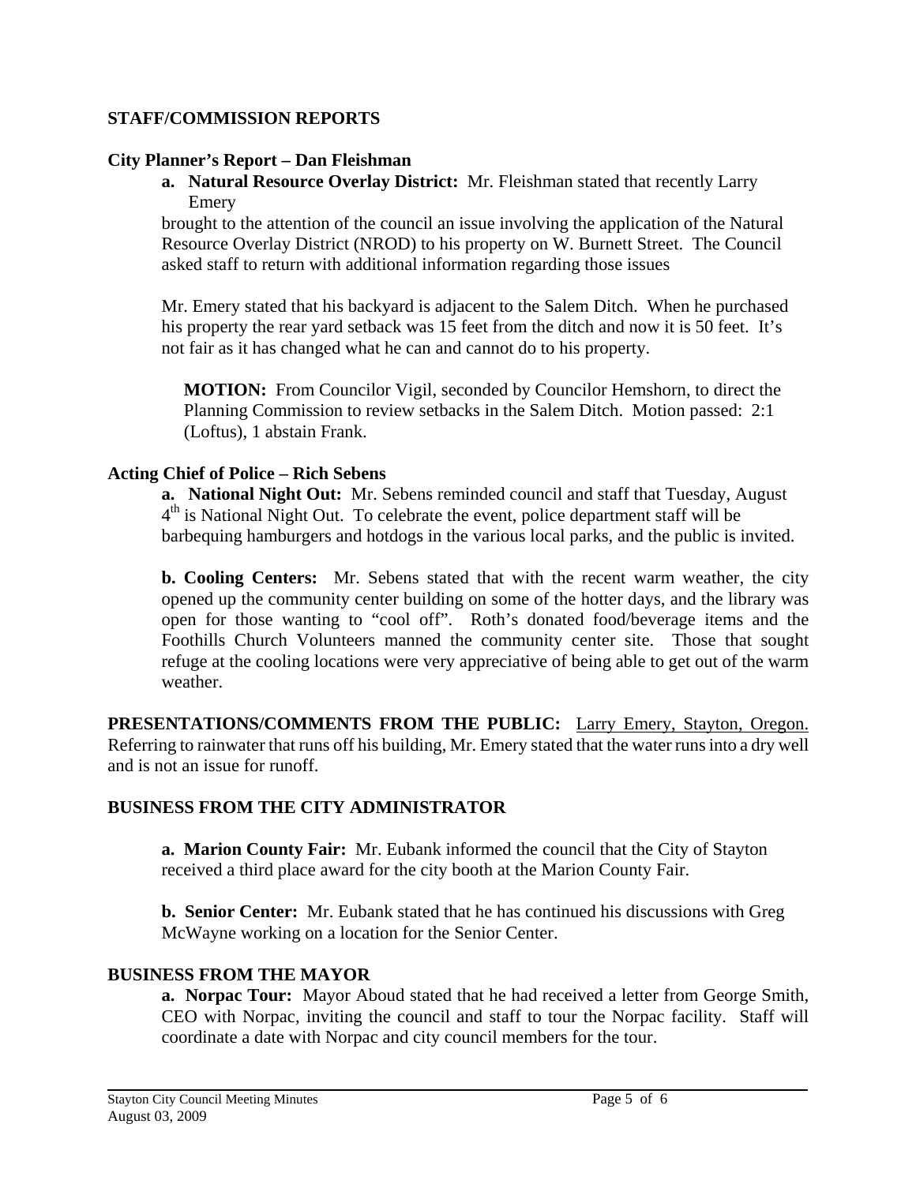## STAFF/COMMISSION REPORTS

### City Planner's Report – Dan Fleishman

**a. Natural Resource Overlay District:** Mr. Fleishman stated that recently Larry Emery brought to the attention of the council an issue involving the application of the Natural Resource Overlay District (NROD) to his property on W. Burnett Street. The Council asked staff to return with additional information regarding those issues

Mr. Emery stated that his backyard is adjacent to the Salem Ditch. When he purchased his property the rear yard setback was 15 feet from the ditch and now it is 50 feet. It's not fair as it has changed what he can and cannot do to his property.

> **MOTION:** From Councilor Vigil, seconded by Councilor Hemshorn, to direct the Planning Commission to review setbacks in the Salem Ditch. Motion passed: 2:1 (Loftus), 1 abstain Frank.

### Acting Chief of Police – Rich Sebens

**a. National Night Out:** Mr. Sebens reminded council and staff that Tuesday, August 4th is National Night Out. To celebrate the event, police department staff will be barbequing hamburgers and hotdogs in the various local parks, and the public is invited.

**b. Cooling Centers:** Mr. Sebens stated that with the recent warm weather, the city opened up the community center building on some of the hotter days, and the library was open for those wanting to "cool off". Roth's donated food/beverage items and the Foothills Church Volunteers manned the community center site. Those that sought refuge at the cooling locations were very appreciative of being able to get out of the warm weather.

**PRESENTATIONS/COMMENTS FROM THE PUBLIC:** Larry Emery, Stayton, Oregon. Referring to rainwater that runs off his building, Mr. Emery stated that the water runs into a dry well and is not an issue for runoff.

## BUSINESS FROM THE CITY ADMINISTRATOR

**a. Marion County Fair:** Mr. Eubank informed the council that the City of Stayton received a third place award for the city booth at the Marion County Fair.

**b. Senior Center:** Mr. Eubank stated that he has continued his discussions with Greg McWayne working on a location for the Senior Center.

## BUSINESS FROM THE MAYOR

**a. Norpac Tour:** Mayor Aboud stated that he had received a letter from George Smith, CEO with Norpac, inviting the council and staff to tour the Norpac facility. Staff will coordinate a date with Norpac and city council members for the tour.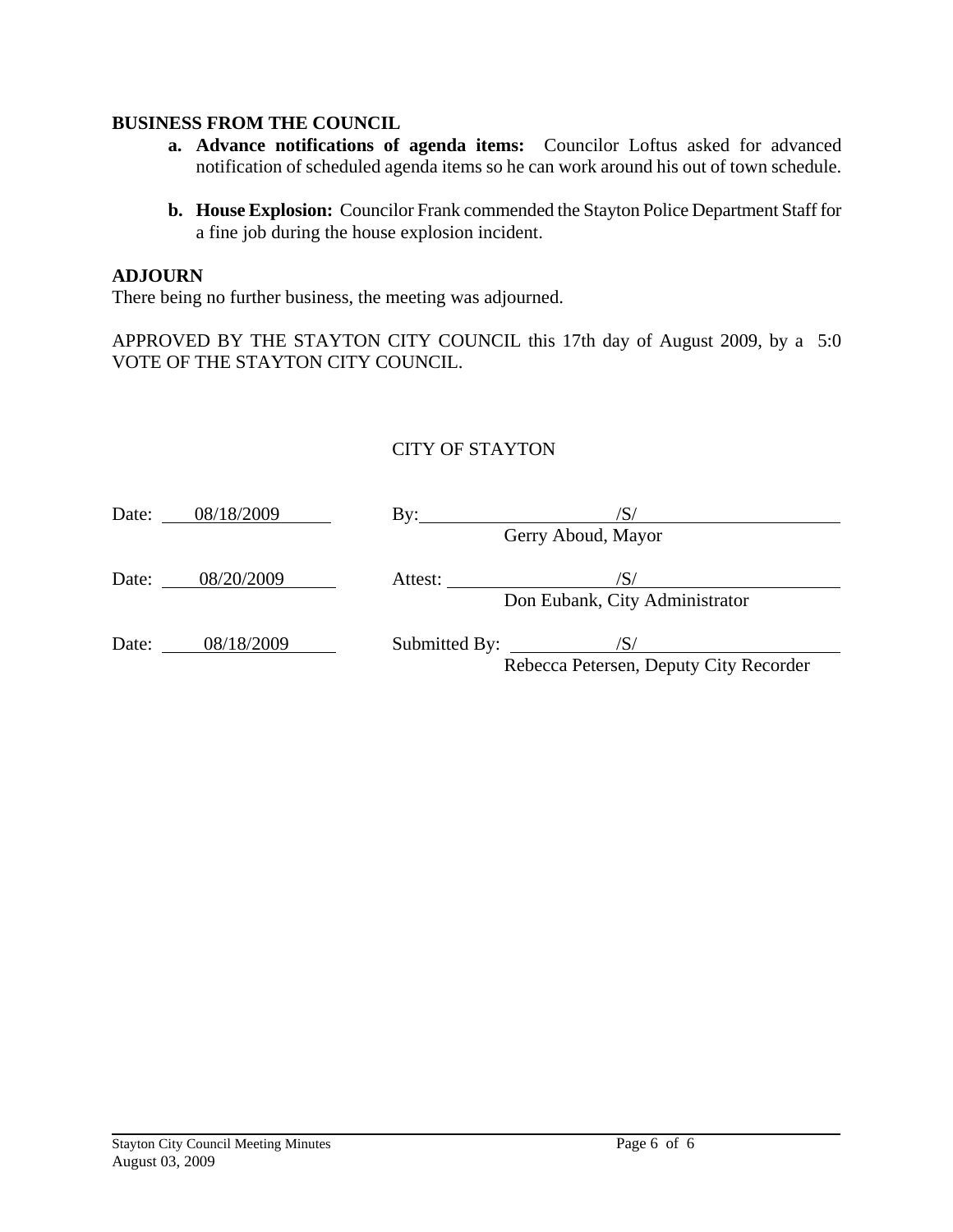**BUSINESS FROM THE COUNCIL**

a. **Advance notifications of agenda items:** Councilor Loftus asked for advanced notification of scheduled agenda items so he can work around his out of town schedule.

b. **House Explosion:** Councilor Frank commended the Stayton Police Department Staff for a fine job during the house explosion incident.

**ADJOURN**

There being no further business, the meeting was adjourned.

APPROVED BY THE STAYTON CITY COUNCIL this 17th day of August 2009, by a 5:0 VOTE OF THE STAYTON CITY COUNCIL.

CITY OF STAYTON

Date: 08/18/2009 By: /S/
Gerry Aboud, Mayor

Date: 08/20/2009 Attest: /S/
Don Eubank, City Administrator

Date: 08/18/2009 Submitted By: /S/
Rebecca Petersen, Deputy City Recorder